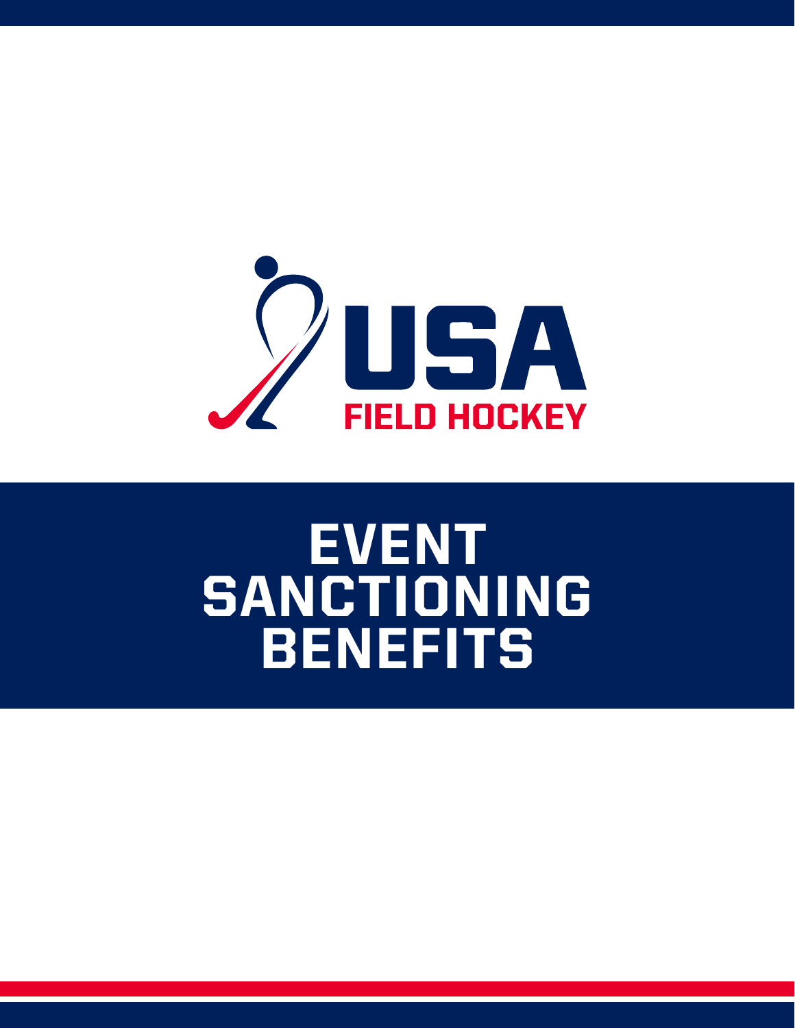USA FIELD HOCKEY

# EVENT SANCTIONING BENEFITS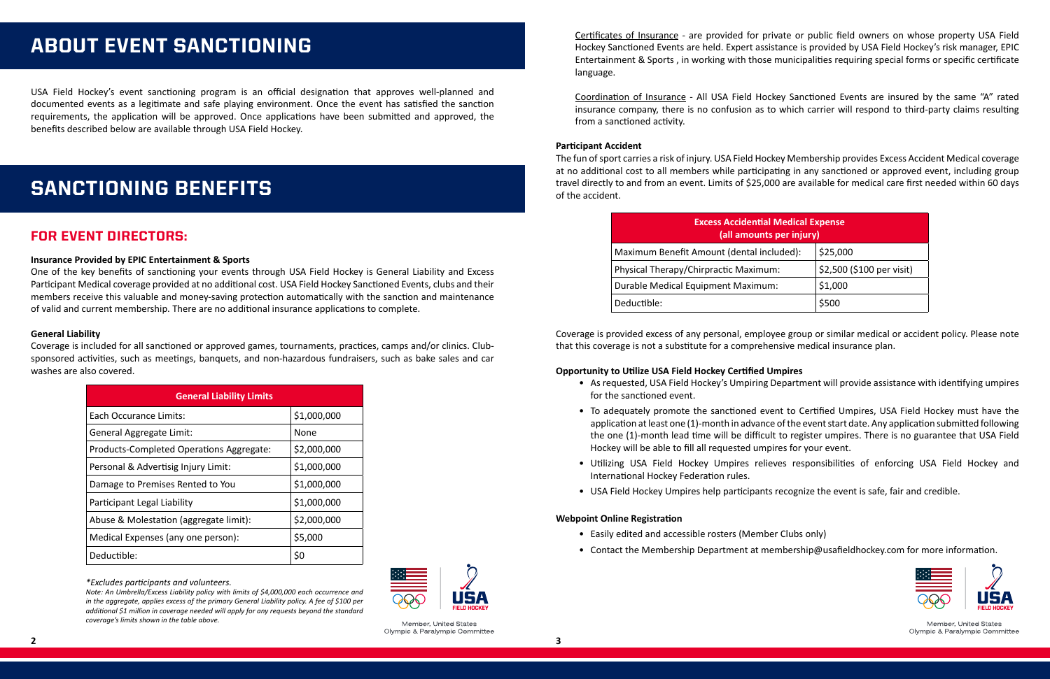# ABOUT EVENT SANCTIONING

USA Field Hockey's event sanctioning program is an official designation that approves well-planned and documented events as a legitimate and safe playing environment. Once the event has satisfied the sanction requirements, the application will be approved. Once applications have been submitted and approved, the benefits described below are available through USA Field Hockey.

# SANCTIONING BENEFITS

## FOR EVENT DIRECTORS:

**Insurance Provided by EPIC Entertainment & Sports**

One of the key benefits of sanctioning your events through USA Field Hockey is General Liability and Excess Participant Medical coverage provided at no additional cost. USA Field Hockey Sanctioned Events, clubs and their members receive this valuable and money-saving protection automatically with the sanction and maintenance of valid and current membership. There are no additional insurance applications to complete.

**General Liability**

Coverage is included for all sanctioned or approved games, tournaments, practices, camps and/or clinics. Club-sponsored activities, such as meetings, banquets, and non-hazardous fundraisers, such as bake sales and car washes are also covered.

| General Liability Limits | |
|---|---|
| Each Occurance Limits: | $1,000,000 |
| General Aggregate Limit: | None |
| Products-Completed Operations Aggregate: | $2,000,000 |
| Personal & Advertisig Injury Limit: | $1,000,000 |
| Damage to Premises Rented to You | $1,000,000 |
| Participant Legal Liability | $1,000,000 |
| Abuse & Molestation (aggregate limit): | $2,000,000 |
| Medical Expenses (any one person): | $5,000 |
| Deductible: | $0 |

*\*Excludes participants and volunteers.*

*Note: An Umbrella/Excess Liability policy with limits of $4,000,000 each occurrence and in the aggregate, applies excess of the primary General Liability policy. A fee of $100 per additional $1 million in coverage needed will apply for any requests beyond the standard coverage's limits shown in the table above.*

Member, United States Olympic & Paralympic Committee

Certificates of Insurance - are provided for private or public field owners on whose property USA Field Hockey Sanctioned Events are held. Expert assistance is provided by USA Field Hockey's risk manager, EPIC Entertainment & Sports , in working with those municipalities requiring special forms or specific certificate language.

Coordination of Insurance - All USA Field Hockey Sanctioned Events are insured by the same "A" rated insurance company, there is no confusion as to which carrier will respond to third-party claims resulting from a sanctioned activity.

**Participant Accident**

The fun of sport carries a risk of injury. USA Field Hockey Membership provides Excess Accident Medical coverage at no additional cost to all members while participating in any sanctioned or approved event, including group travel directly to and from an event. Limits of $25,000 are available for medical care first needed within 60 days of the accident.

| Excess Accidential Medical Expense (all amounts per injury) | |
|---|---|
| Maximum Benefit Amount (dental included): | $25,000 |
| Physical Therapy/Chirpractic Maximum: | $2,500 ($100 per visit) |
| Durable Medical Equipment Maximum: | $1,000 |
| Deductible: | $500 |

Coverage is provided excess of any personal, employee group or similar medical or accident policy. Please note that this coverage is not a substitute for a comprehensive medical insurance plan.

**Opportunity to Utilize USA Field Hockey Certified Umpires**

- As requested, USA Field Hockey's Umpiring Department will provide assistance with identifying umpires for the sanctioned event.
- To adequately promote the sanctioned event to Certified Umpires, USA Field Hockey must have the application at least one (1)-month in advance of the event start date. Any application submitted following the one (1)-month lead time will be difficult to register umpires. There is no guarantee that USA Field Hockey will be able to fill all requested umpires for your event.
- Utilizing USA Field Hockey Umpires relieves responsibilities of enforcing USA Field Hockey and International Hockey Federation rules.
- USA Field Hockey Umpires help participants recognize the event is safe, fair and credible.

**Webpoint Online Registration**

- Easily edited and accessible rosters (Member Clubs only)
- Contact the Membership Department at membership@usafieldhockey.com for more information.

Member, United States Olympic & Paralympic Committee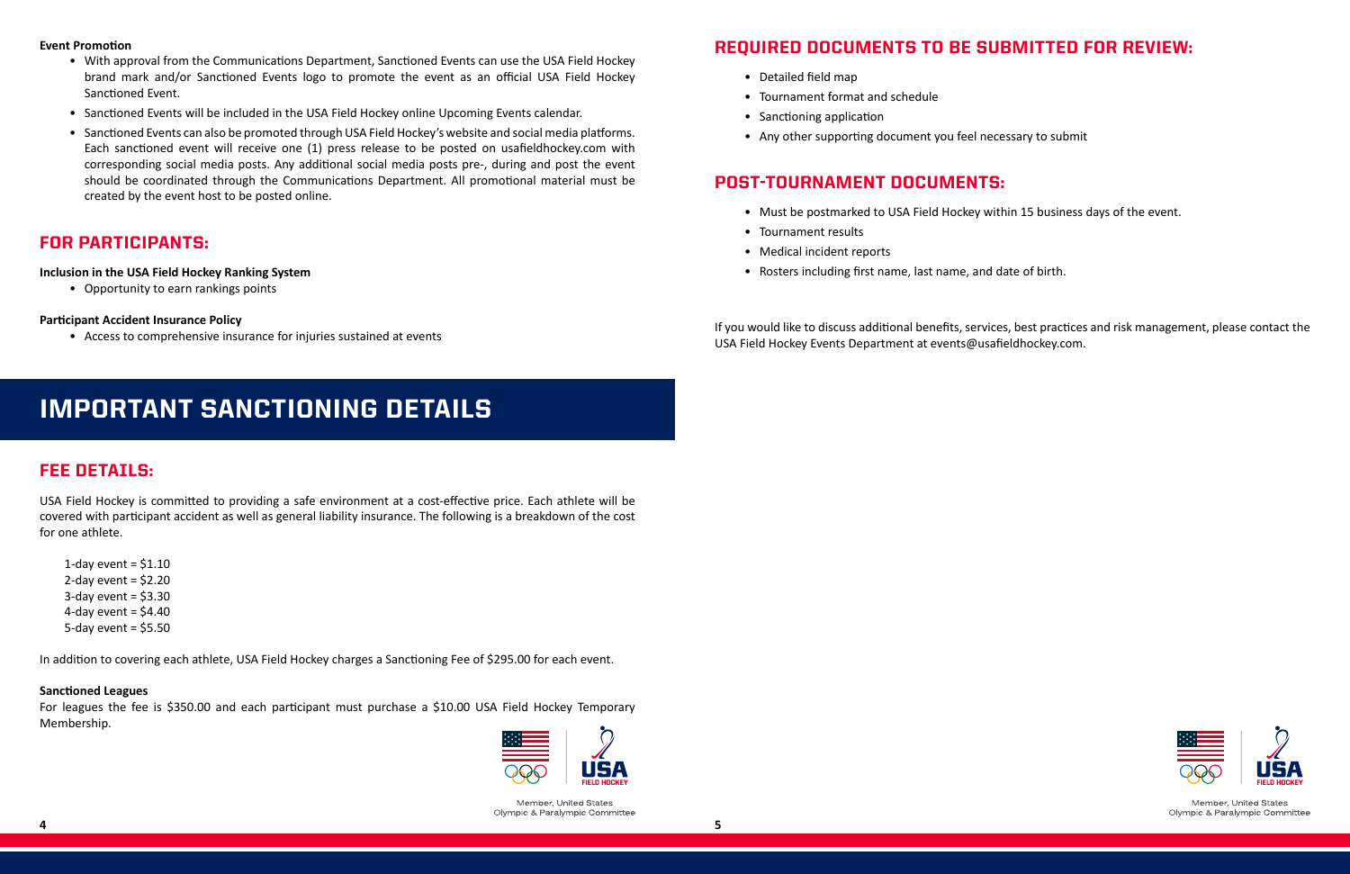**Event Promotion**

- With approval from the Communications Department, Sanctioned Events can use the USA Field Hockey brand mark and/or Sanctioned Events logo to promote the event as an official USA Field Hockey Sanctioned Event.
- Sanctioned Events will be included in the USA Field Hockey online Upcoming Events calendar.
- Sanctioned Events can also be promoted through USA Field Hockey's website and social media platforms. Each sanctioned event will receive one (1) press release to be posted on usafieldhockey.com with corresponding social media posts. Any additional social media posts pre-, during and post the event should be coordinated through the Communications Department. All promotional material must be created by the event host to be posted online.

## FOR PARTICIPANTS:

**Inclusion in the USA Field Hockey Ranking System**

- Opportunity to earn rankings points

**Participant Accident Insurance Policy**

- Access to comprehensive insurance for injuries sustained at events

# IMPORTANT SANCTIONING DETAILS

## FEE DETAILS:

USA Field Hockey is committed to providing a safe environment at a cost-effective price. Each athlete will be covered with participant accident as well as general liability insurance. The following is a breakdown of the cost for one athlete.

1-day event = $1.10
2-day event = $2.20
3-day event = $3.30
4-day event = $4.40
5-day event = $5.50

In addition to covering each athlete, USA Field Hockey charges a Sanctioning Fee of $295.00 for each event.

**Sanctioned Leagues**

For leagues the fee is $350.00 and each participant must purchase a $10.00 USA Field Hockey Temporary Membership.

Member, United States Olympic & Paralympic Committee

## REQUIRED DOCUMENTS TO BE SUBMITTED FOR REVIEW:

- Detailed field map
- Tournament format and schedule
- Sanctioning application
- Any other supporting document you feel necessary to submit

## POST-TOURNAMENT DOCUMENTS:

- Must be postmarked to USA Field Hockey within 15 business days of the event.
- Tournament results
- Medical incident reports
- Rosters including first name, last name, and date of birth.

If you would like to discuss additional benefits, services, best practices and risk management, please contact the USA Field Hockey Events Department at events@usafieldhockey.com.

Member, United States Olympic & Paralympic Committee